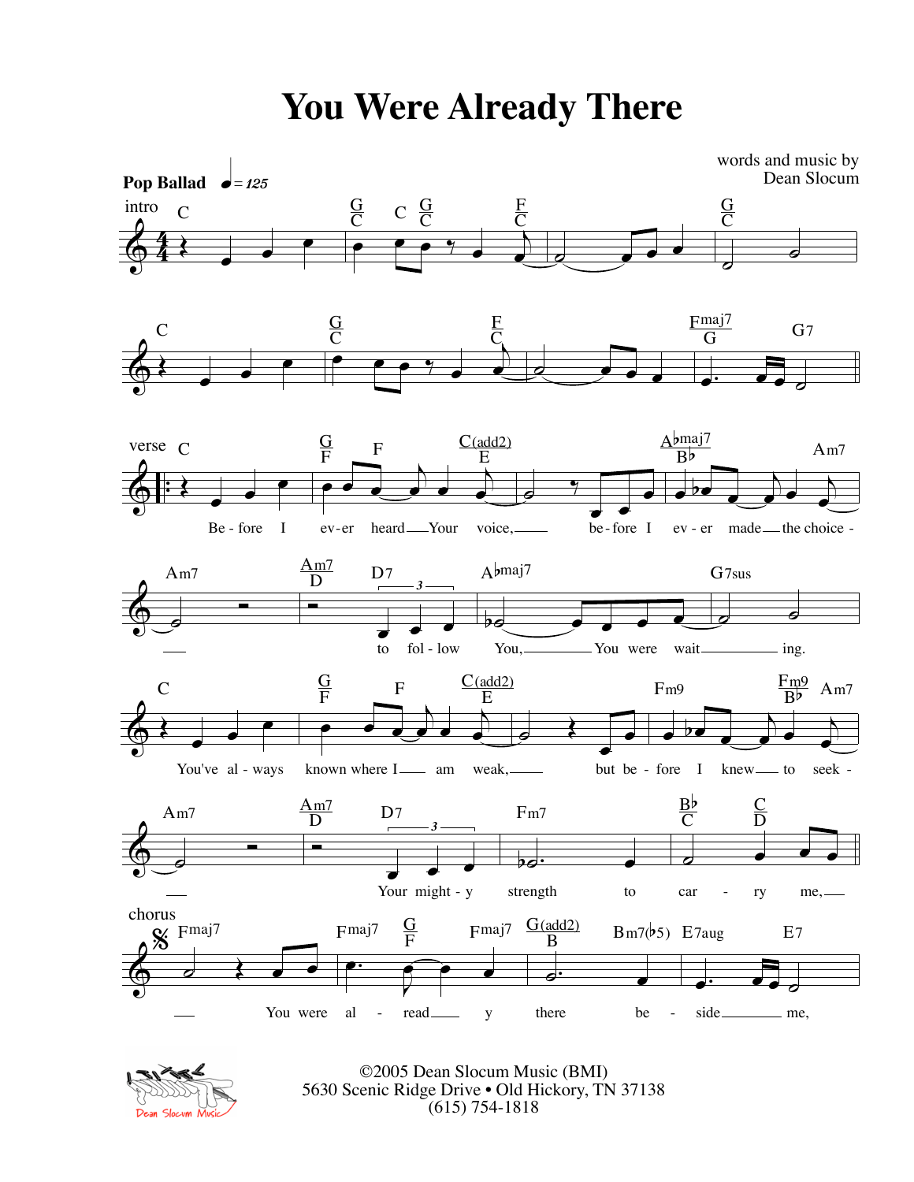# You Were Already There

words and music by
Dean Slocum

**Pop Ballad** ♩= 125

intro

verse

Before I ever heard Your voice, before I ever made the choice to follow You, You were waiting.

You've always known where I am weak, but before I knew to seek Your mighty strength to carry me,

chorus

You were already there beside me,

©2005 Dean Slocum Music (BMI)
5630 Scenic Ridge Drive • Old Hickory, TN 37138
(615) 754-1818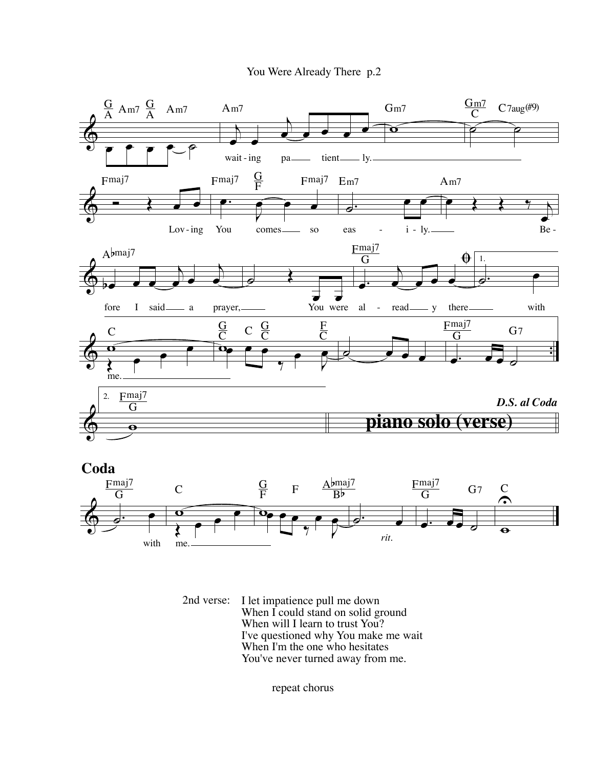**Coda**

2nd verse: I let impatience pull me down
When I could stand on solid ground
When will I learn to trust You?
I've questioned why You make me wait
When I'm the one who hesitates
You've never turned away from me.

repeat chorus